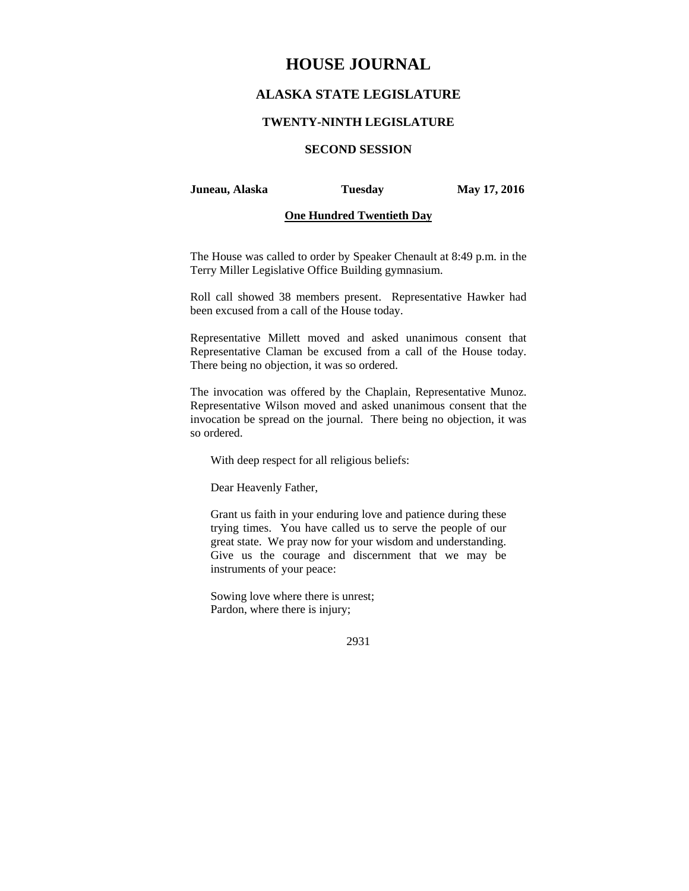# HOUSE JOURNAL

## ALASKA STATE LEGISLATURE

### TWENTY-NINTH LEGISLATURE

### SECOND SESSION

**Juneau, Alaska** **Tuesday** **May 17, 2016**

**One Hundred Twentieth Day**

The House was called to order by Speaker Chenault at 8:49 p.m. in the Terry Miller Legislative Office Building gymnasium.

Roll call showed 38 members present. Representative Hawker had been excused from a call of the House today.

Representative Millett moved and asked unanimous consent that Representative Claman be excused from a call of the House today. There being no objection, it was so ordered.

The invocation was offered by the Chaplain, Representative Munoz. Representative Wilson moved and asked unanimous consent that the invocation be spread on the journal. There being no objection, it was so ordered.

With deep respect for all religious beliefs:

Dear Heavenly Father,

Grant us faith in your enduring love and patience during these trying times. You have called us to serve the people of our great state. We pray now for your wisdom and understanding. Give us the courage and discernment that we may be instruments of your peace:

Sowing love where there is unrest;
Pardon, where there is injury;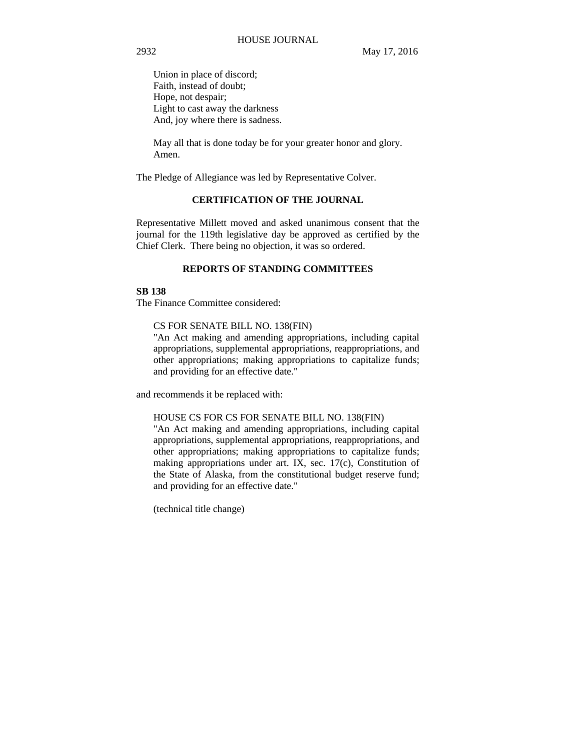Union in place of discord;
Faith, instead of doubt;
Hope, not despair;
Light to cast away the darkness
And, joy where there is sadness.

May all that is done today be for your greater honor and glory. Amen.

The Pledge of Allegiance was led by Representative Colver.

## CERTIFICATION OF THE JOURNAL

Representative Millett moved and asked unanimous consent that the journal for the 119th legislative day be approved as certified by the Chief Clerk. There being no objection, it was so ordered.

## REPORTS OF STANDING COMMITTEES

**SB 138**

The Finance Committee considered:

CS FOR SENATE BILL NO. 138(FIN)
"An Act making and amending appropriations, including capital appropriations, supplemental appropriations, reappropriations, and other appropriations; making appropriations to capitalize funds; and providing for an effective date."

and recommends it be replaced with:

HOUSE CS FOR CS FOR SENATE BILL NO. 138(FIN)
"An Act making and amending appropriations, including capital appropriations, supplemental appropriations, reappropriations, and other appropriations; making appropriations to capitalize funds; making appropriations under art. IX, sec. 17(c), Constitution of the State of Alaska, from the constitutional budget reserve fund; and providing for an effective date."

(technical title change)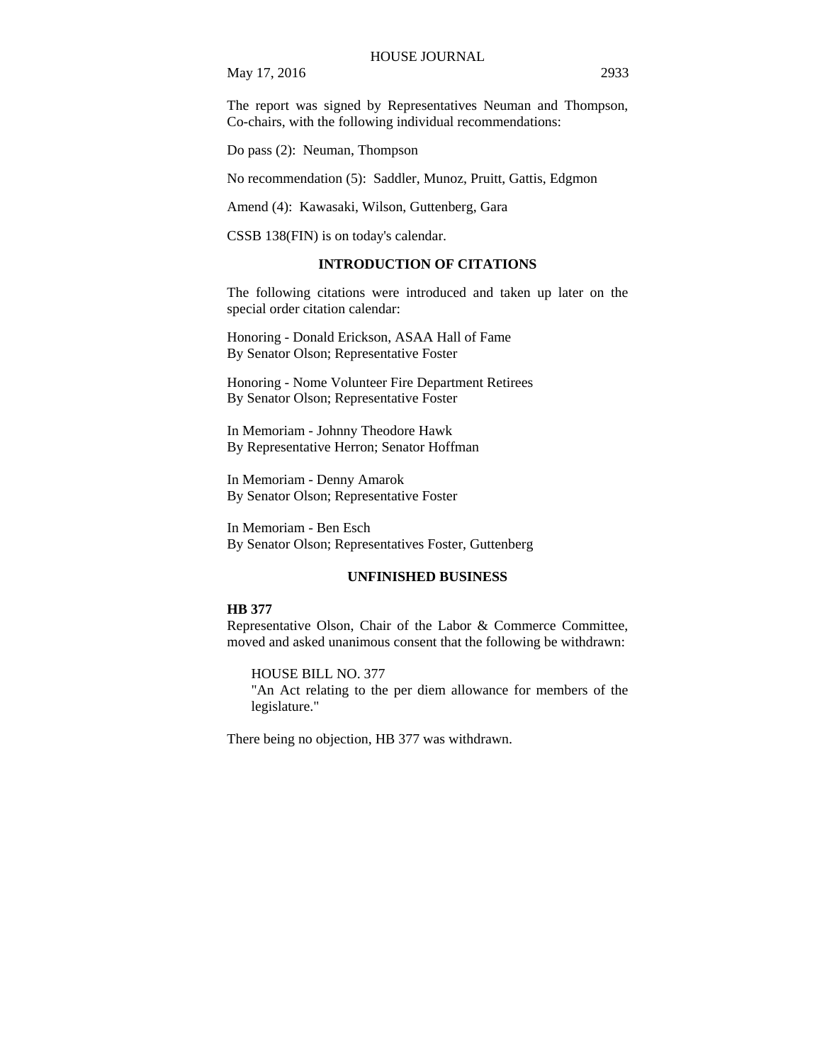The report was signed by Representatives Neuman and Thompson, Co-chairs, with the following individual recommendations:

Do pass (2): Neuman, Thompson

No recommendation (5): Saddler, Munoz, Pruitt, Gattis, Edgmon

Amend (4): Kawasaki, Wilson, Guttenberg, Gara

CSSB 138(FIN) is on today's calendar.

## INTRODUCTION OF CITATIONS

The following citations were introduced and taken up later on the special order citation calendar:

Honoring - Donald Erickson, ASAA Hall of Fame
By Senator Olson; Representative Foster

Honoring - Nome Volunteer Fire Department Retirees
By Senator Olson; Representative Foster

In Memoriam - Johnny Theodore Hawk
By Representative Herron; Senator Hoffman

In Memoriam - Denny Amarok
By Senator Olson; Representative Foster

In Memoriam - Ben Esch
By Senator Olson; Representatives Foster, Guttenberg

## UNFINISHED BUSINESS

**HB 377**

Representative Olson, Chair of the Labor & Commerce Committee, moved and asked unanimous consent that the following be withdrawn:

HOUSE BILL NO. 377
"An Act relating to the per diem allowance for members of the legislature."

There being no objection, HB 377 was withdrawn.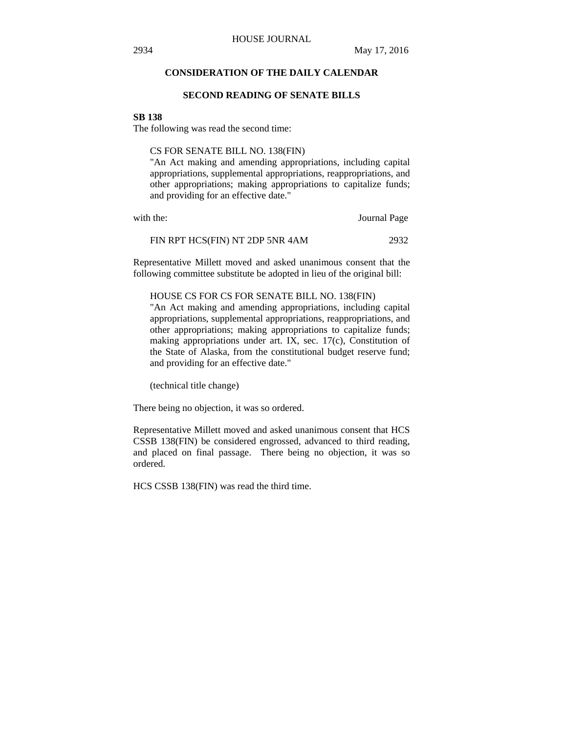## CONSIDERATION OF THE DAILY CALENDAR

### SECOND READING OF SENATE BILLS

**SB 138**

The following was read the second time:

> CS FOR SENATE BILL NO. 138(FIN)
> "An Act making and amending appropriations, including capital appropriations, supplemental appropriations, reappropriations, and other appropriations; making appropriations to capitalize funds; and providing for an effective date."

| with the: | Journal Page |
| --- | --- |
| FIN RPT HCS(FIN) NT 2DP 5NR 4AM | 2932 |

Representative Millett moved and asked unanimous consent that the following committee substitute be adopted in lieu of the original bill:

> HOUSE CS FOR CS FOR SENATE BILL NO. 138(FIN)
> "An Act making and amending appropriations, including capital appropriations, supplemental appropriations, reappropriations, and other appropriations; making appropriations to capitalize funds; making appropriations under art. IX, sec. 17(c), Constitution of the State of Alaska, from the constitutional budget reserve fund; and providing for an effective date."
>
> (technical title change)

There being no objection, it was so ordered.

Representative Millett moved and asked unanimous consent that HCS CSSB 138(FIN) be considered engrossed, advanced to third reading, and placed on final passage. There being no objection, it was so ordered.

HCS CSSB 138(FIN) was read the third time.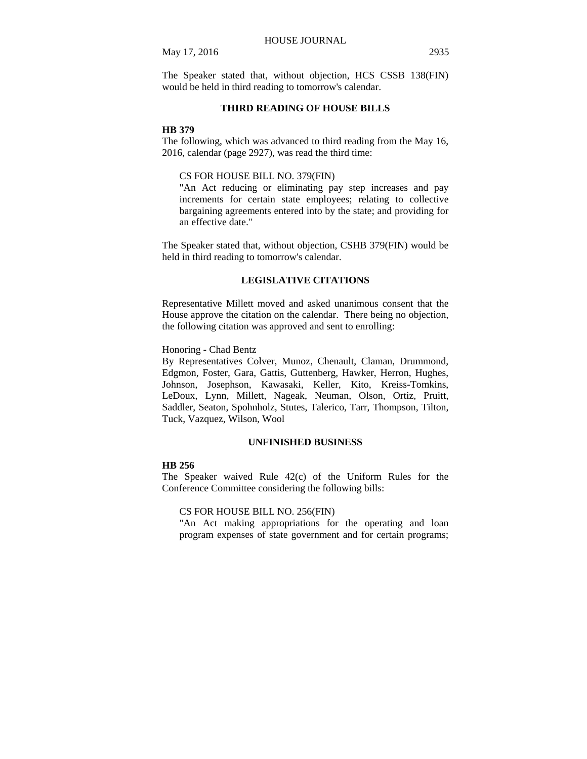The Speaker stated that, without objection, HCS CSSB 138(FIN) would be held in third reading to tomorrow's calendar.

## THIRD READING OF HOUSE BILLS

**HB 379**

The following, which was advanced to third reading from the May 16, 2016, calendar (page 2927), was read the third time:

> CS FOR HOUSE BILL NO. 379(FIN)
>
> "An Act reducing or eliminating pay step increases and pay increments for certain state employees; relating to collective bargaining agreements entered into by the state; and providing for an effective date."

The Speaker stated that, without objection, CSHB 379(FIN) would be held in third reading to tomorrow's calendar.

## LEGISLATIVE CITATIONS

Representative Millett moved and asked unanimous consent that the House approve the citation on the calendar. There being no objection, the following citation was approved and sent to enrolling:

Honoring - Chad Bentz

By Representatives Colver, Munoz, Chenault, Claman, Drummond, Edgmon, Foster, Gara, Gattis, Guttenberg, Hawker, Herron, Hughes, Johnson, Josephson, Kawasaki, Keller, Kito, Kreiss-Tomkins, LeDoux, Lynn, Millett, Nageak, Neuman, Olson, Ortiz, Pruitt, Saddler, Seaton, Spohnholz, Stutes, Talerico, Tarr, Thompson, Tilton, Tuck, Vazquez, Wilson, Wool

## UNFINISHED BUSINESS

**HB 256**

The Speaker waived Rule 42(c) of the Uniform Rules for the Conference Committee considering the following bills:

> CS FOR HOUSE BILL NO. 256(FIN)
>
> "An Act making appropriations for the operating and loan program expenses of state government and for certain programs;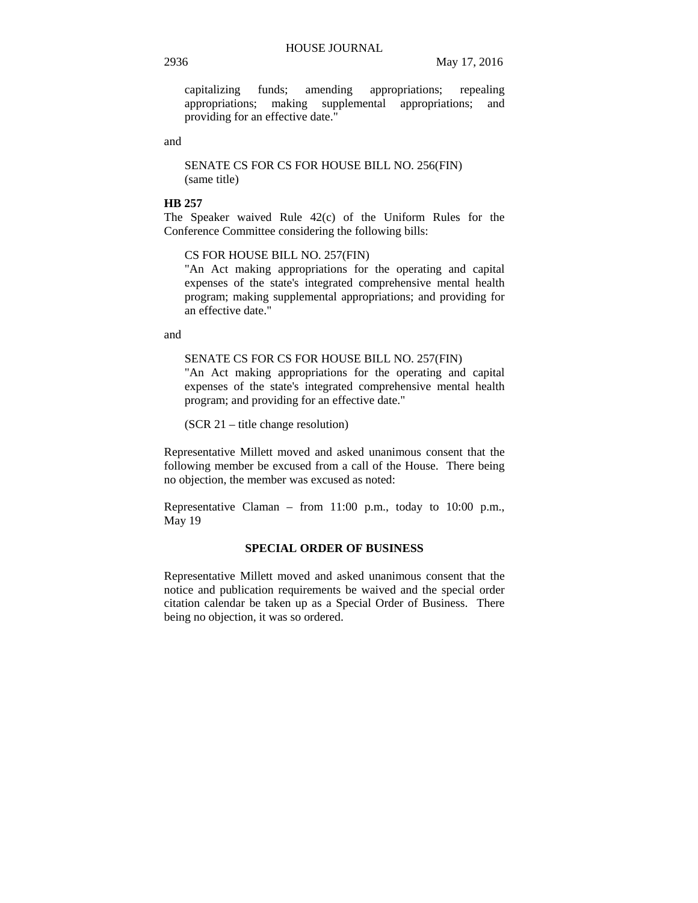capitalizing funds; amending appropriations; repealing appropriations; making supplemental appropriations; and providing for an effective date."

and

SENATE CS FOR CS FOR HOUSE BILL NO. 256(FIN)
(same title)

**HB 257**

The Speaker waived Rule 42(c) of the Uniform Rules for the Conference Committee considering the following bills:

CS FOR HOUSE BILL NO. 257(FIN)
"An Act making appropriations for the operating and capital expenses of the state's integrated comprehensive mental health program; making supplemental appropriations; and providing for an effective date."

and

SENATE CS FOR CS FOR HOUSE BILL NO. 257(FIN)
"An Act making appropriations for the operating and capital expenses of the state's integrated comprehensive mental health program; and providing for an effective date."

(SCR 21 – title change resolution)

Representative Millett moved and asked unanimous consent that the following member be excused from a call of the House. There being no objection, the member was excused as noted:

Representative Claman – from 11:00 p.m., today to 10:00 p.m., May 19

**SPECIAL ORDER OF BUSINESS**

Representative Millett moved and asked unanimous consent that the notice and publication requirements be waived and the special order citation calendar be taken up as a Special Order of Business. There being no objection, it was so ordered.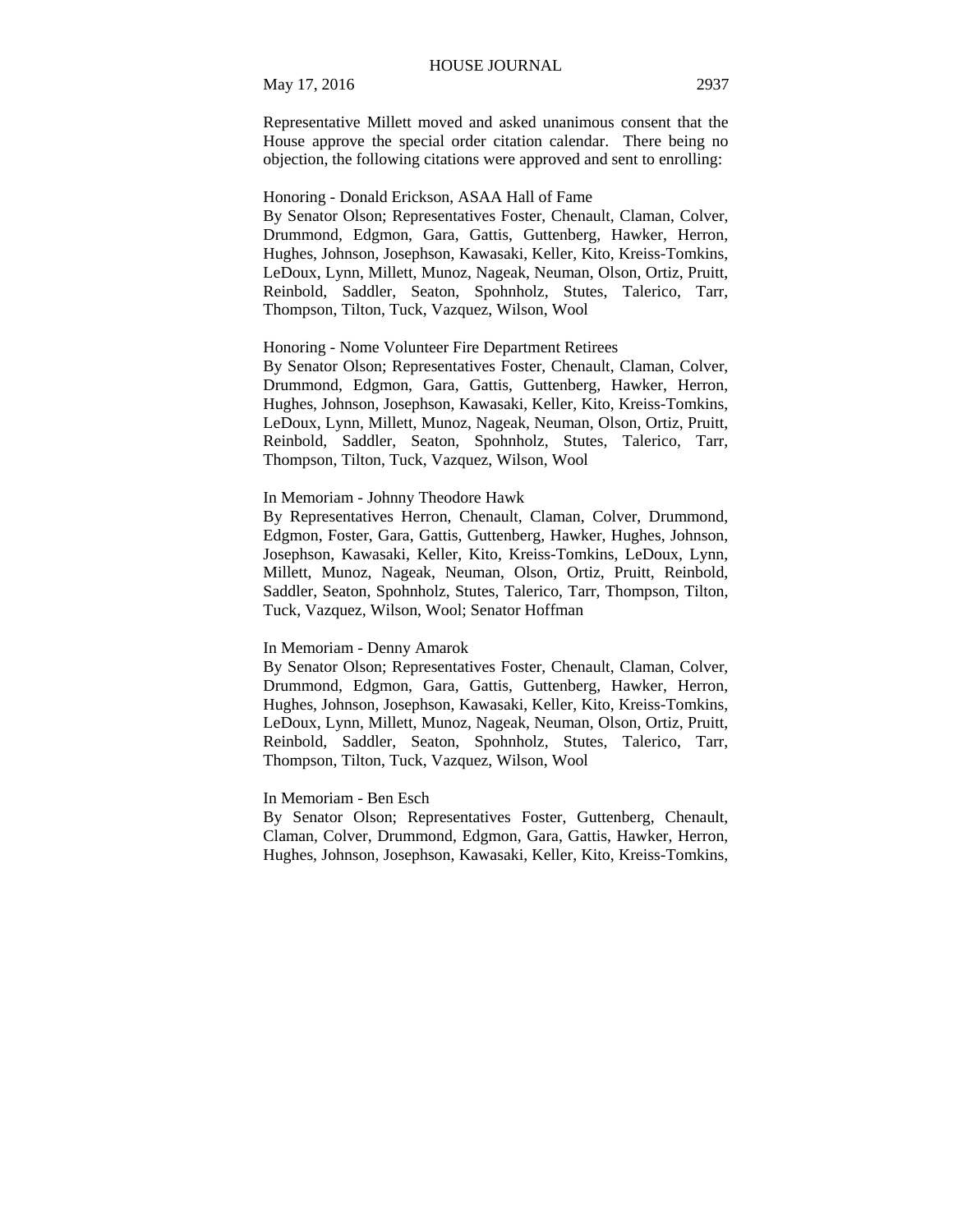Representative Millett moved and asked unanimous consent that the House approve the special order citation calendar. There being no objection, the following citations were approved and sent to enrolling:

Honoring - Donald Erickson, ASAA Hall of Fame
By Senator Olson; Representatives Foster, Chenault, Claman, Colver, Drummond, Edgmon, Gara, Gattis, Guttenberg, Hawker, Herron, Hughes, Johnson, Josephson, Kawasaki, Keller, Kito, Kreiss-Tomkins, LeDoux, Lynn, Millett, Munoz, Nageak, Neuman, Olson, Ortiz, Pruitt, Reinbold, Saddler, Seaton, Spohnholz, Stutes, Talerico, Tarr, Thompson, Tilton, Tuck, Vazquez, Wilson, Wool

Honoring - Nome Volunteer Fire Department Retirees
By Senator Olson; Representatives Foster, Chenault, Claman, Colver, Drummond, Edgmon, Gara, Gattis, Guttenberg, Hawker, Herron, Hughes, Johnson, Josephson, Kawasaki, Keller, Kito, Kreiss-Tomkins, LeDoux, Lynn, Millett, Munoz, Nageak, Neuman, Olson, Ortiz, Pruitt, Reinbold, Saddler, Seaton, Spohnholz, Stutes, Talerico, Tarr, Thompson, Tilton, Tuck, Vazquez, Wilson, Wool

In Memoriam - Johnny Theodore Hawk
By Representatives Herron, Chenault, Claman, Colver, Drummond, Edgmon, Foster, Gara, Gattis, Guttenberg, Hawker, Hughes, Johnson, Josephson, Kawasaki, Keller, Kito, Kreiss-Tomkins, LeDoux, Lynn, Millett, Munoz, Nageak, Neuman, Olson, Ortiz, Pruitt, Reinbold, Saddler, Seaton, Spohnholz, Stutes, Talerico, Tarr, Thompson, Tilton, Tuck, Vazquez, Wilson, Wool; Senator Hoffman

In Memoriam - Denny Amarok
By Senator Olson; Representatives Foster, Chenault, Claman, Colver, Drummond, Edgmon, Gara, Gattis, Guttenberg, Hawker, Herron, Hughes, Johnson, Josephson, Kawasaki, Keller, Kito, Kreiss-Tomkins, LeDoux, Lynn, Millett, Munoz, Nageak, Neuman, Olson, Ortiz, Pruitt, Reinbold, Saddler, Seaton, Spohnholz, Stutes, Talerico, Tarr, Thompson, Tilton, Tuck, Vazquez, Wilson, Wool

In Memoriam - Ben Esch
By Senator Olson; Representatives Foster, Guttenberg, Chenault, Claman, Colver, Drummond, Edgmon, Gara, Gattis, Hawker, Herron, Hughes, Johnson, Josephson, Kawasaki, Keller, Kito, Kreiss-Tomkins,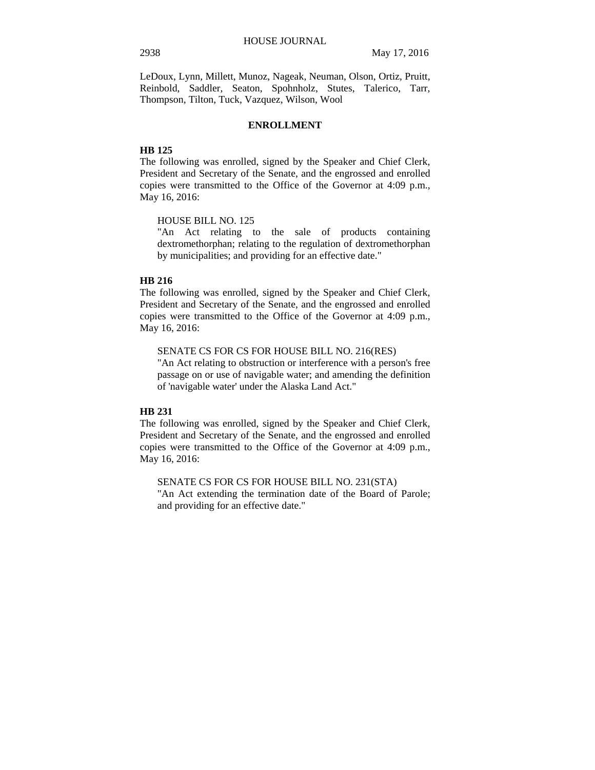LeDoux, Lynn, Millett, Munoz, Nageak, Neuman, Olson, Ortiz, Pruitt, Reinbold, Saddler, Seaton, Spohnholz, Stutes, Talerico, Tarr, Thompson, Tilton, Tuck, Vazquez, Wilson, Wool

## ENROLLMENT

**HB 125**

The following was enrolled, signed by the Speaker and Chief Clerk, President and Secretary of the Senate, and the engrossed and enrolled copies were transmitted to the Office of the Governor at 4:09 p.m., May 16, 2016:

HOUSE BILL NO. 125
"An Act relating to the sale of products containing dextromethorphan; relating to the regulation of dextromethorphan by municipalities; and providing for an effective date."

**HB 216**

The following was enrolled, signed by the Speaker and Chief Clerk, President and Secretary of the Senate, and the engrossed and enrolled copies were transmitted to the Office of the Governor at 4:09 p.m., May 16, 2016:

SENATE CS FOR CS FOR HOUSE BILL NO. 216(RES)
"An Act relating to obstruction or interference with a person's free passage on or use of navigable water; and amending the definition of 'navigable water' under the Alaska Land Act."

**HB 231**

The following was enrolled, signed by the Speaker and Chief Clerk, President and Secretary of the Senate, and the engrossed and enrolled copies were transmitted to the Office of the Governor at 4:09 p.m., May 16, 2016:

SENATE CS FOR CS FOR HOUSE BILL NO. 231(STA)
"An Act extending the termination date of the Board of Parole; and providing for an effective date."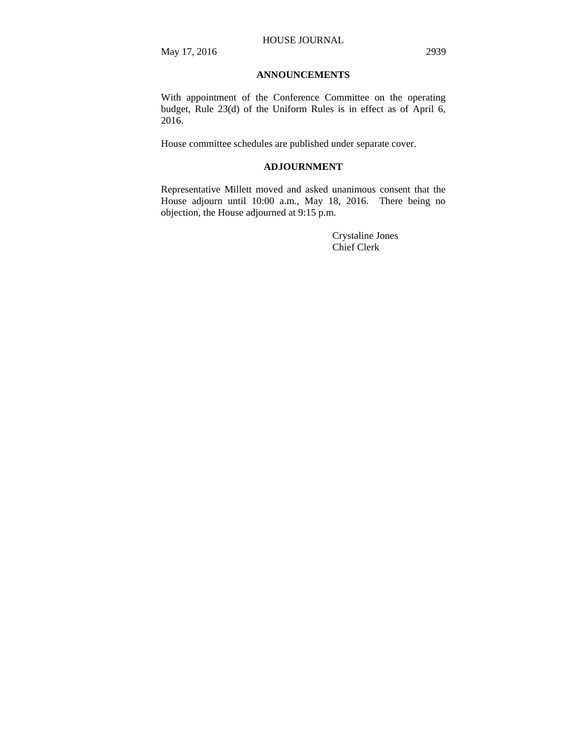## ANNOUNCEMENTS

With appointment of the Conference Committee on the operating budget, Rule 23(d) of the Uniform Rules is in effect as of April 6, 2016.

House committee schedules are published under separate cover.

## ADJOURNMENT

Representative Millett moved and asked unanimous consent that the House adjourn until 10:00 a.m., May 18, 2016. There being no objection, the House adjourned at 9:15 p.m.

Crystaline Jones
Chief Clerk